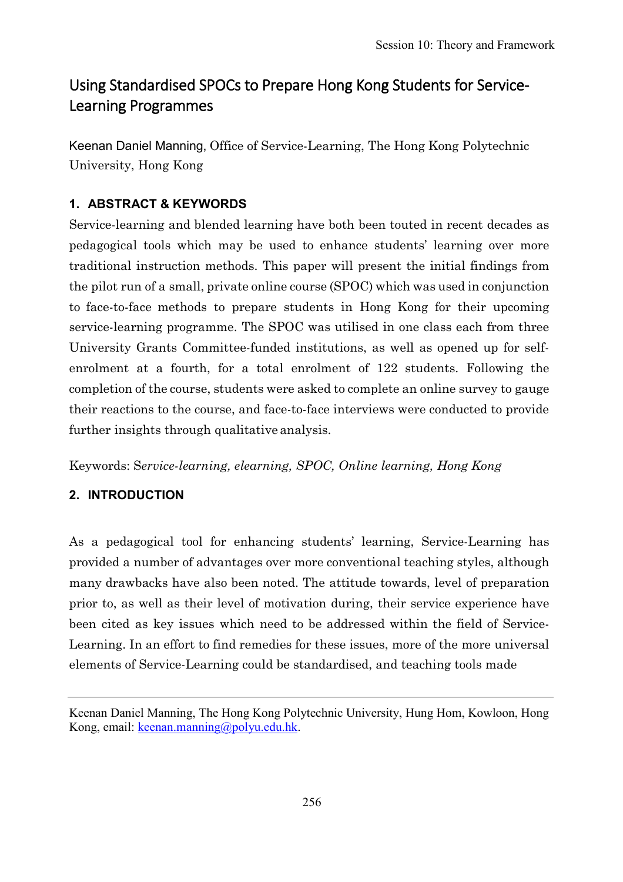# Using Standardised SPOCs to Prepare Hong Kong Students for Service-Learning Programmes

Keenan Daniel Manning, Office of Service-Learning, The Hong Kong Polytechnic University, Hong Kong

## 1. ABSTRACT & KEYWORDS

Service-learning and blended learning have both been touted in recent decades as pedagogical tools which may be used to enhance students' learning over more traditional instruction methods. This paper will present the initial findings from the pilot run of a small, private online course (SPOC) which was used in conjunction to face-to-face methods to prepare students in Hong Kong for their upcoming service-learning programme. The SPOC was utilised in one class each from three University Grants Committee-funded institutions, as well as opened up for self-enrolment at a fourth, for a total enrolment of 122 students. Following the completion of the course, students were asked to complete an online survey to gauge their reactions to the course, and face-to-face interviews were conducted to provide further insights through qualitative analysis.

Keywords: S*ervice-learning, elearning, SPOC, Online learning, Hong Kong*

## 2. INTRODUCTION

As a pedagogical tool for enhancing students' learning, Service-Learning has provided a number of advantages over more conventional teaching styles, although many drawbacks have also been noted. The attitude towards, level of preparation prior to, as well as their level of motivation during, their service experience have been cited as key issues which need to be addressed within the field of Service-Learning. In an effort to find remedies for these issues, more of the more universal elements of Service-Learning could be standardised, and teaching tools made

---

Keenan Daniel Manning, The Hong Kong Polytechnic University, Hung Hom, Kowloon, Hong Kong, email: keenan.manning@polyu.edu.hk.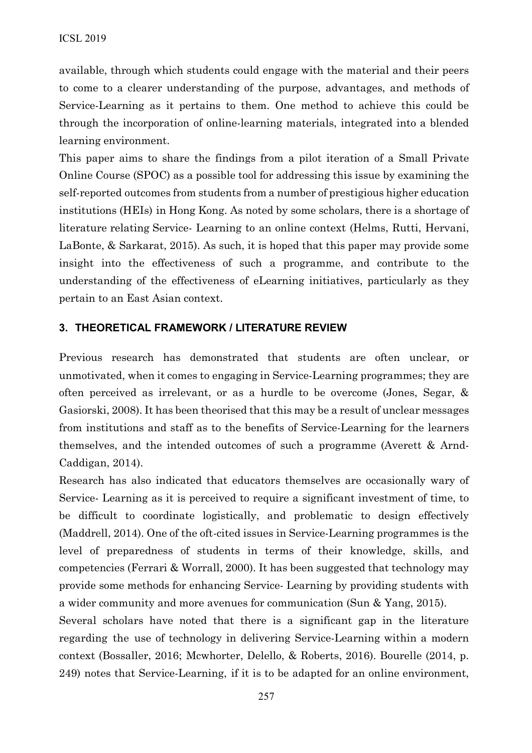available, through which students could engage with the material and their peers to come to a clearer understanding of the purpose, advantages, and methods of Service-Learning as it pertains to them. One method to achieve this could be through the incorporation of online-learning materials, integrated into a blended learning environment.

This paper aims to share the findings from a pilot iteration of a Small Private Online Course (SPOC) as a possible tool for addressing this issue by examining the self-reported outcomes from students from a number of prestigious higher education institutions (HEIs) in Hong Kong. As noted by some scholars, there is a shortage of literature relating Service- Learning to an online context (Helms, Rutti, Hervani, LaBonte, & Sarkarat, 2015). As such, it is hoped that this paper may provide some insight into the effectiveness of such a programme, and contribute to the understanding of the effectiveness of eLearning initiatives, particularly as they pertain to an East Asian context.

## 3. THEORETICAL FRAMEWORK / LITERATURE REVIEW

Previous research has demonstrated that students are often unclear, or unmotivated, when it comes to engaging in Service-Learning programmes; they are often perceived as irrelevant, or as a hurdle to be overcome (Jones, Segar, & Gasiorski, 2008). It has been theorised that this may be a result of unclear messages from institutions and staff as to the benefits of Service-Learning for the learners themselves, and the intended outcomes of such a programme (Averett & Arnd-Caddigan, 2014).

Research has also indicated that educators themselves are occasionally wary of Service- Learning as it is perceived to require a significant investment of time, to be difficult to coordinate logistically, and problematic to design effectively (Maddrell, 2014). One of the oft-cited issues in Service-Learning programmes is the level of preparedness of students in terms of their knowledge, skills, and competencies (Ferrari & Worrall, 2000). It has been suggested that technology may provide some methods for enhancing Service- Learning by providing students with a wider community and more avenues for communication (Sun & Yang, 2015).

Several scholars have noted that there is a significant gap in the literature regarding the use of technology in delivering Service-Learning within a modern context (Bossaller, 2016; Mcwhorter, Delello, & Roberts, 2016). Bourelle (2014, p. 249) notes that Service-Learning, if it is to be adapted for an online environment,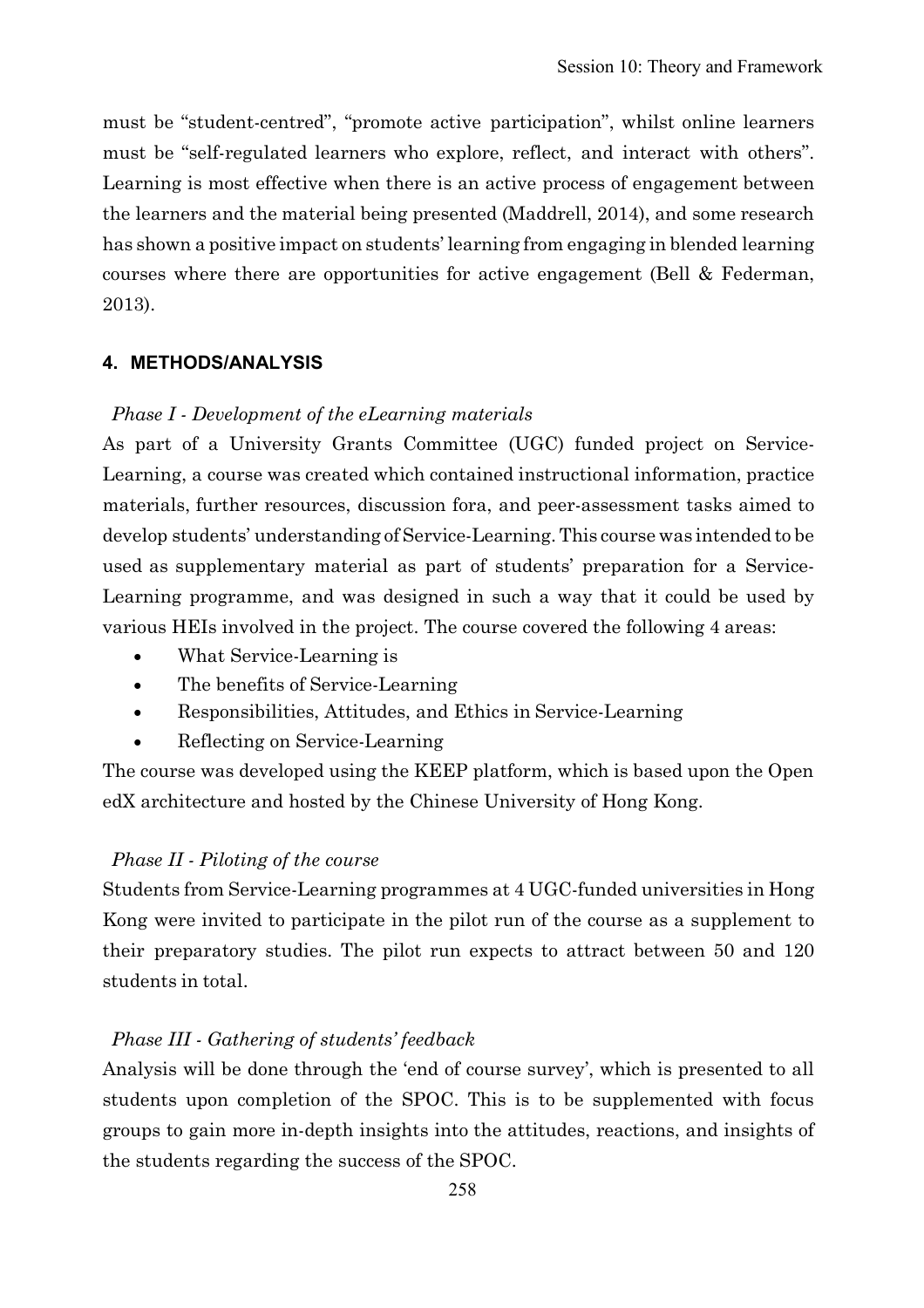must be “student-centred”, “promote active participation”, whilst online learners must be “self-regulated learners who explore, reflect, and interact with others”. Learning is most effective when there is an active process of engagement between the learners and the material being presented (Maddrell, 2014), and some research has shown a positive impact on students’ learning from engaging in blended learning courses where there are opportunities for active engagement (Bell & Federman, 2013).

## 4. METHODS/ANALYSIS

*Phase I - Development of the eLearning materials*

As part of a University Grants Committee (UGC) funded project on Service-Learning, a course was created which contained instructional information, practice materials, further resources, discussion fora, and peer-assessment tasks aimed to develop students’ understanding of Service-Learning. This course was intended to be used as supplementary material as part of students’ preparation for a Service-Learning programme, and was designed in such a way that it could be used by various HEIs involved in the project. The course covered the following 4 areas:

- What Service-Learning is
- The benefits of Service-Learning
- Responsibilities, Attitudes, and Ethics in Service-Learning
- Reflecting on Service-Learning

The course was developed using the KEEP platform, which is based upon the Open edX architecture and hosted by the Chinese University of Hong Kong.

*Phase II - Piloting of the course*

Students from Service-Learning programmes at 4 UGC-funded universities in Hong Kong were invited to participate in the pilot run of the course as a supplement to their preparatory studies. The pilot run expects to attract between 50 and 120 students in total.

*Phase III - Gathering of students’ feedback*

Analysis will be done through the ‘end of course survey’, which is presented to all students upon completion of the SPOC. This is to be supplemented with focus groups to gain more in-depth insights into the attitudes, reactions, and insights of the students regarding the success of the SPOC.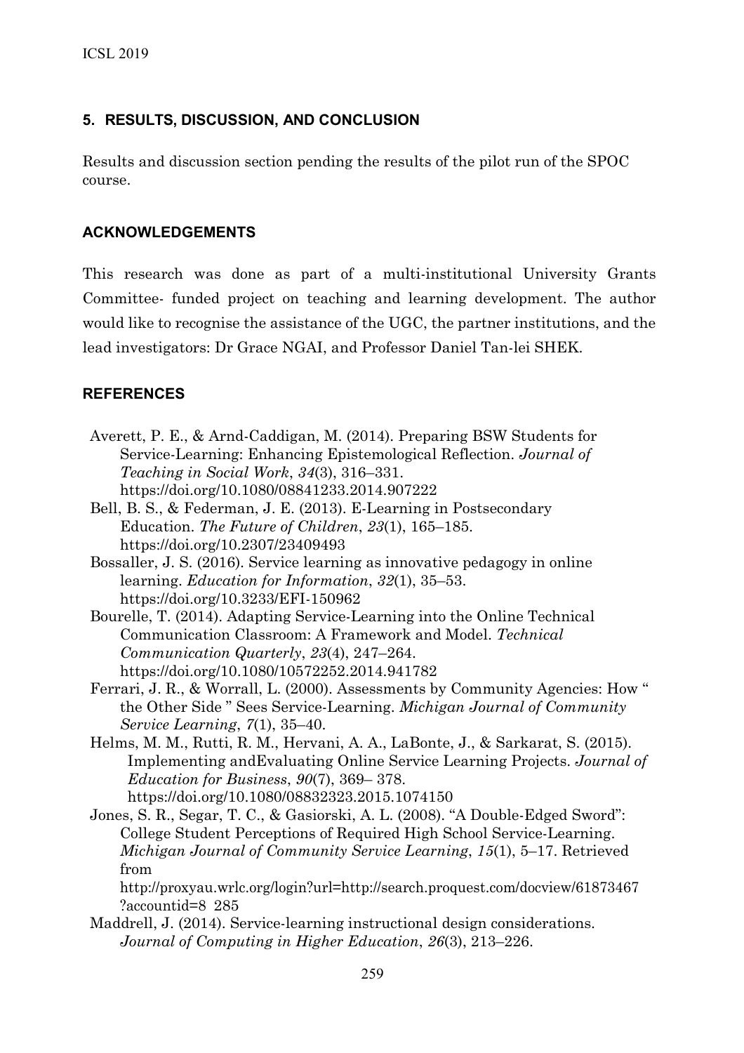## 5. RESULTS, DISCUSSION, AND CONCLUSION

Results and discussion section pending the results of the pilot run of the SPOC course.

## ACKNOWLEDGEMENTS

This research was done as part of a multi-institutional University Grants Committee- funded project on teaching and learning development. The author would like to recognise the assistance of the UGC, the partner institutions, and the lead investigators: Dr Grace NGAI, and Professor Daniel Tan-lei SHEK.

## REFERENCES

Averett, P. E., & Arnd-Caddigan, M. (2014). Preparing BSW Students for Service-Learning: Enhancing Epistemological Reflection. *Journal of Teaching in Social Work*, *34*(3), 316–331. https://doi.org/10.1080/08841233.2014.907222

Bell, B. S., & Federman, J. E. (2013). E-Learning in Postsecondary Education. *The Future of Children*, *23*(1), 165–185. https://doi.org/10.2307/23409493

Bossaller, J. S. (2016). Service learning as innovative pedagogy in online learning. *Education for Information*, *32*(1), 35–53. https://doi.org/10.3233/EFI-150962

Bourelle, T. (2014). Adapting Service-Learning into the Online Technical Communication Classroom: A Framework and Model. *Technical Communication Quarterly*, *23*(4), 247–264. https://doi.org/10.1080/10572252.2014.941782

Ferrari, J. R., & Worrall, L. (2000). Assessments by Community Agencies: How " the Other Side " Sees Service-Learning. *Michigan Journal of Community Service Learning*, *7*(1), 35–40.

Helms, M. M., Rutti, R. M., Hervani, A. A., LaBonte, J., & Sarkarat, S. (2015). Implementing andEvaluating Online Service Learning Projects. *Journal of Education for Business*, *90*(7), 369– 378. https://doi.org/10.1080/08832323.2015.1074150

Jones, S. R., Segar, T. C., & Gasiorski, A. L. (2008). "A Double-Edged Sword": College Student Perceptions of Required High School Service-Learning. *Michigan Journal of Community Service Learning*, *15*(1), 5–17. Retrieved from http://proxyau.wrlc.org/login?url=http://search.proquest.com/docview/61873467?accountid=8 285

Maddrell, J. (2014). Service-learning instructional design considerations. *Journal of Computing in Higher Education*, *26*(3), 213–226.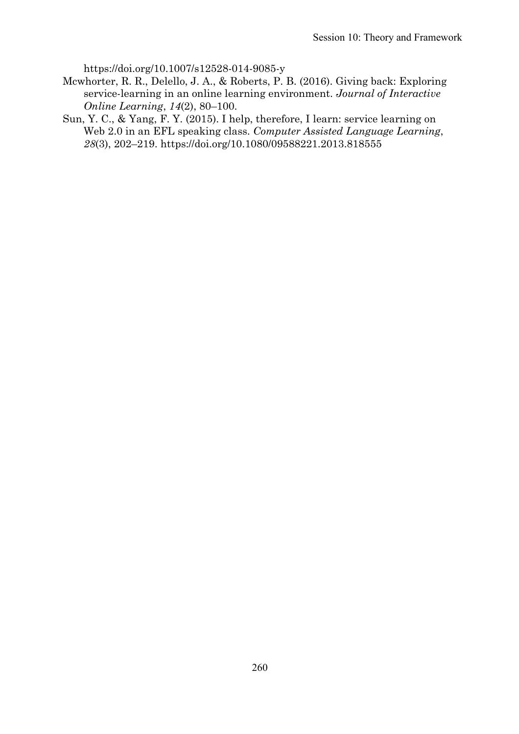https://doi.org/10.1007/s12528-014-9085-y

Mcwhorter, R. R., Delello, J. A., & Roberts, P. B. (2016). Giving back: Exploring service-learning in an online learning environment. *Journal of Interactive Online Learning*, *14*(2), 80–100.

Sun, Y. C., & Yang, F. Y. (2015). I help, therefore, I learn: service learning on Web 2.0 in an EFL speaking class. *Computer Assisted Language Learning*, *28*(3), 202–219. https://doi.org/10.1080/09588221.2013.818555